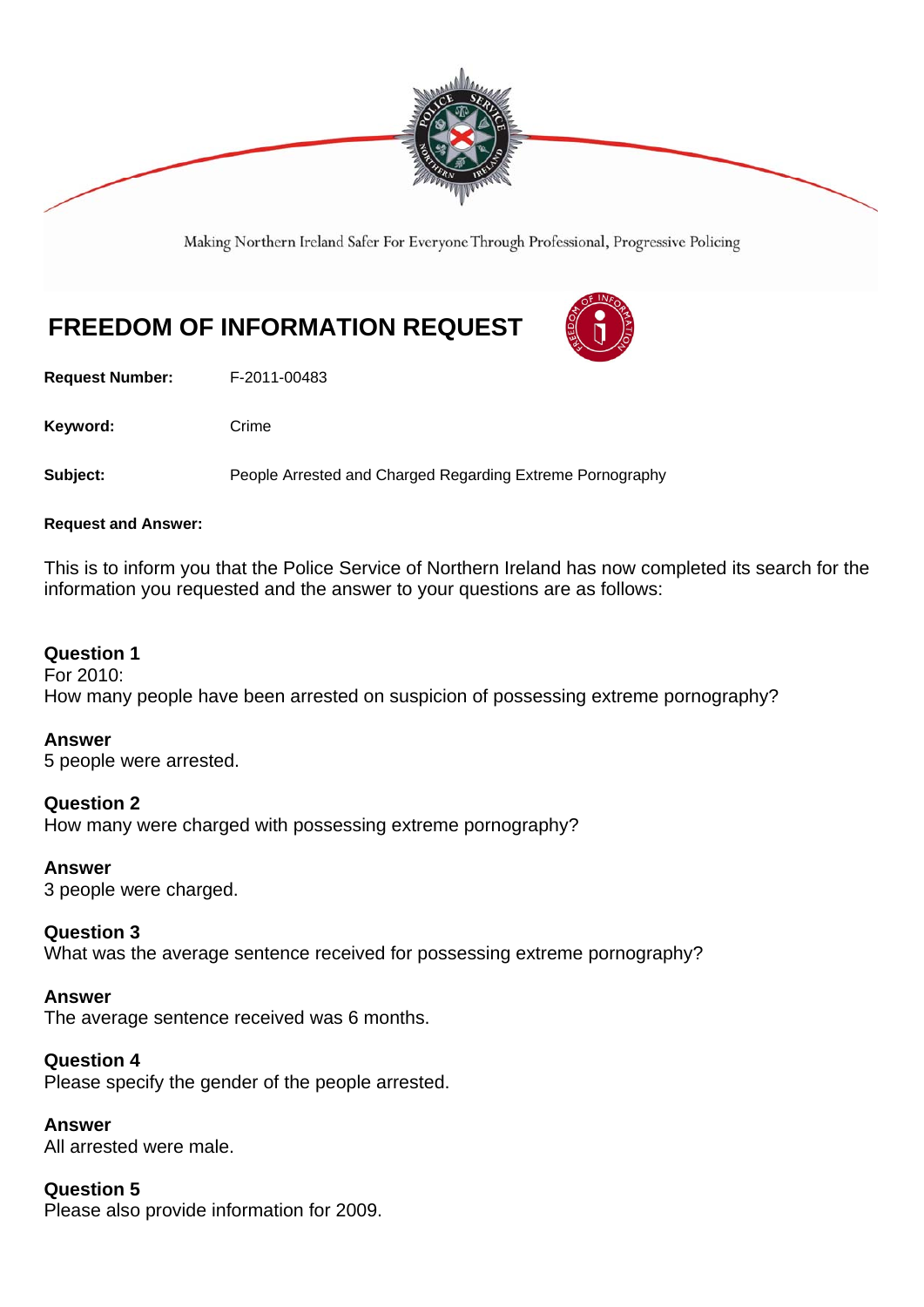Making Northern Ireland Safer For Everyone Through Professional, Progressive Policing

# FREEDOM OF INFORMATION REQUEST

**Request Number:** F-2011-00483

**Keyword:** Crime

**Subject:** People Arrested and Charged Regarding Extreme Pornography

**Request and Answer:**

This is to inform you that the Police Service of Northern Ireland has now completed its search for the information you requested and the answer to your questions are as follows:

**Question 1**
For 2010:
How many people have been arrested on suspicion of possessing extreme pornography?

**Answer**
5 people were arrested.

**Question 2**
How many were charged with possessing extreme pornography?

**Answer**
3 people were charged.

**Question 3**
What was the average sentence received for possessing extreme pornography?

**Answer**
The average sentence received was 6 months.

**Question 4**
Please specify the gender of the people arrested.

**Answer**
All arrested were male.

**Question 5**
Please also provide information for 2009.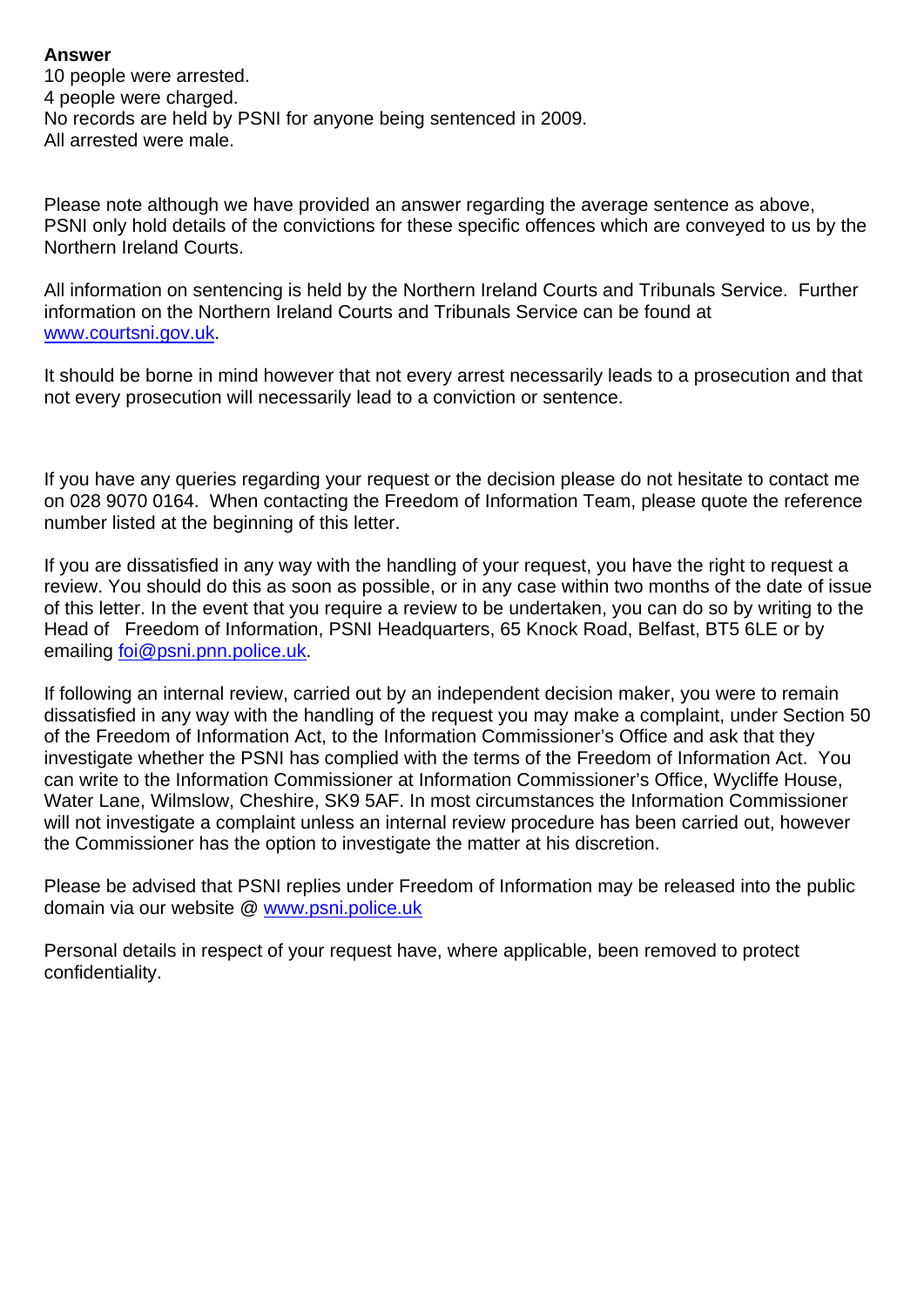**Answer**

10 people were arrested.
4 people were charged.
No records are held by PSNI for anyone being sentenced in 2009.
All arrested were male.

Please note although we have provided an answer regarding the average sentence as above, PSNI only hold details of the convictions for these specific offences which are conveyed to us by the Northern Ireland Courts.

All information on sentencing is held by the Northern Ireland Courts and Tribunals Service. Further information on the Northern Ireland Courts and Tribunals Service can be found at [www.courtsni.gov.uk](http://www.courtsni.gov.uk).

It should be borne in mind however that not every arrest necessarily leads to a prosecution and that not every prosecution will necessarily lead to a conviction or sentence.

If you have any queries regarding your request or the decision please do not hesitate to contact me on 028 9070 0164. When contacting the Freedom of Information Team, please quote the reference number listed at the beginning of this letter.

If you are dissatisfied in any way with the handling of your request, you have the right to request a review. You should do this as soon as possible, or in any case within two months of the date of issue of this letter. In the event that you require a review to be undertaken, you can do so by writing to the Head of Freedom of Information, PSNI Headquarters, 65 Knock Road, Belfast, BT5 6LE or by emailing [foi@psni.pnn.police.uk](mailto:foi@psni.pnn.police.uk).

If following an internal review, carried out by an independent decision maker, you were to remain dissatisfied in any way with the handling of the request you may make a complaint, under Section 50 of the Freedom of Information Act, to the Information Commissioner's Office and ask that they investigate whether the PSNI has complied with the terms of the Freedom of Information Act. You can write to the Information Commissioner at Information Commissioner's Office, Wycliffe House, Water Lane, Wilmslow, Cheshire, SK9 5AF. In most circumstances the Information Commissioner will not investigate a complaint unless an internal review procedure has been carried out, however the Commissioner has the option to investigate the matter at his discretion.

Please be advised that PSNI replies under Freedom of Information may be released into the public domain via our website @ [www.psni.police.uk](http://www.psni.police.uk)

Personal details in respect of your request have, where applicable, been removed to protect confidentiality.